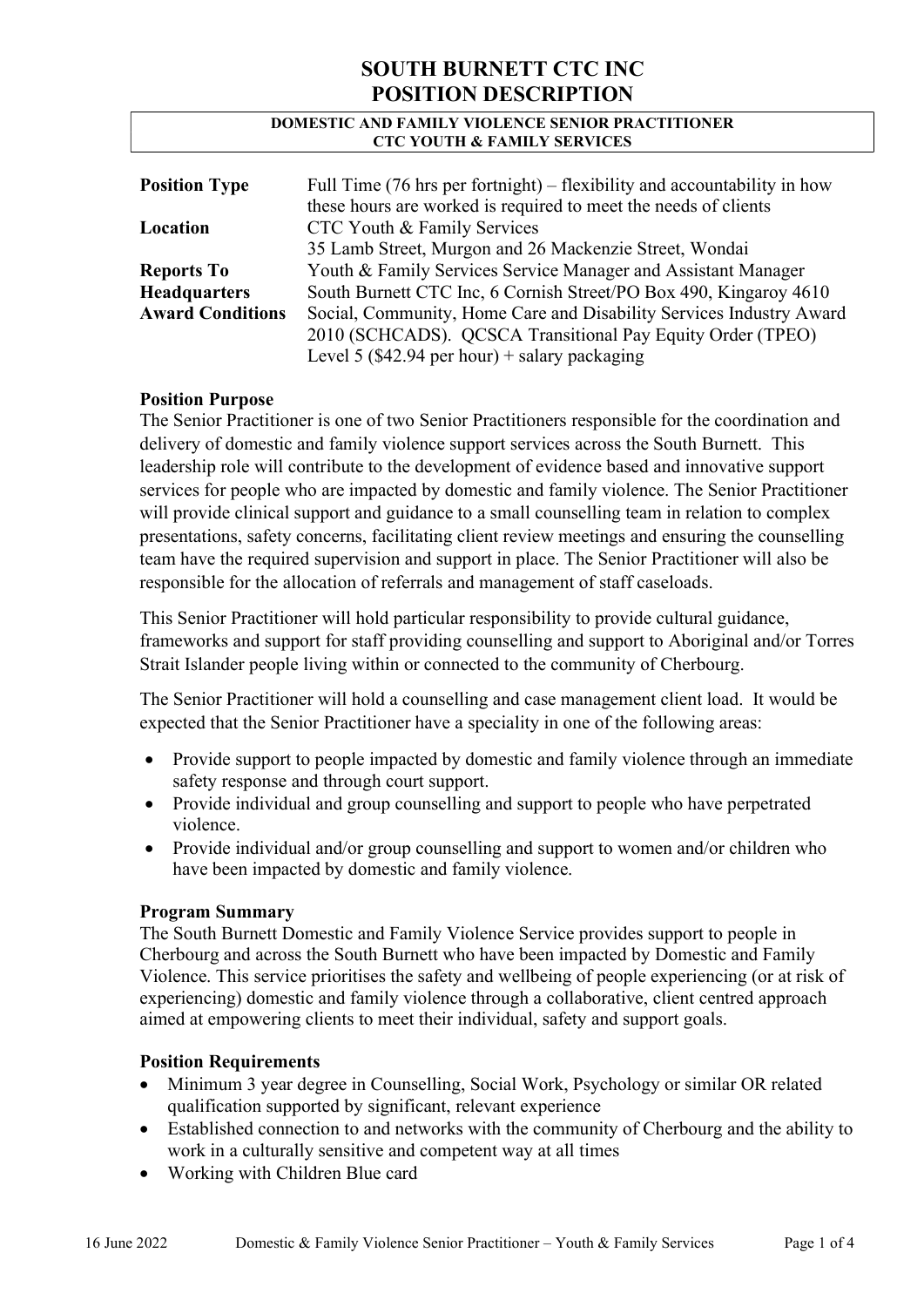# SOUTH BURNETT CTC INC
# POSITION DESCRIPTION

**DOMESTIC AND FAMILY VIOLENCE SENIOR PRACTITIONER**
**CTC YOUTH & FAMILY SERVICES**

| | |
|---|---|
| **Position Type** | Full Time (76 hrs per fortnight) – flexibility and accountability in how these hours are worked is required to meet the needs of clients |
| **Location** | CTC Youth & Family Services<br>35 Lamb Street, Murgon and 26 Mackenzie Street, Wondai |
| **Reports To** | Youth & Family Services Service Manager and Assistant Manager |
| **Headquarters** | South Burnett CTC Inc, 6 Cornish Street/PO Box 490, Kingaroy 4610 |
| **Award Conditions** | Social, Community, Home Care and Disability Services Industry Award 2010 (SCHCADS). QCSCA Transitional Pay Equity Order (TPEO) Level 5 ($42.94 per hour) + salary packaging |

### Position Purpose

The Senior Practitioner is one of two Senior Practitioners responsible for the coordination and delivery of domestic and family violence support services across the South Burnett. This leadership role will contribute to the development of evidence based and innovative support services for people who are impacted by domestic and family violence. The Senior Practitioner will provide clinical support and guidance to a small counselling team in relation to complex presentations, safety concerns, facilitating client review meetings and ensuring the counselling team have the required supervision and support in place. The Senior Practitioner will also be responsible for the allocation of referrals and management of staff caseloads.

This Senior Practitioner will hold particular responsibility to provide cultural guidance, frameworks and support for staff providing counselling and support to Aboriginal and/or Torres Strait Islander people living within or connected to the community of Cherbourg.

The Senior Practitioner will hold a counselling and case management client load. It would be expected that the Senior Practitioner have a speciality in one of the following areas:

- Provide support to people impacted by domestic and family violence through an immediate safety response and through court support.
- Provide individual and group counselling and support to people who have perpetrated violence.
- Provide individual and/or group counselling and support to women and/or children who have been impacted by domestic and family violence.

### Program Summary

The South Burnett Domestic and Family Violence Service provides support to people in Cherbourg and across the South Burnett who have been impacted by Domestic and Family Violence. This service prioritises the safety and wellbeing of people experiencing (or at risk of experiencing) domestic and family violence through a collaborative, client centred approach aimed at empowering clients to meet their individual, safety and support goals.

### Position Requirements

- Minimum 3 year degree in Counselling, Social Work, Psychology or similar OR related qualification supported by significant, relevant experience
- Established connection to and networks with the community of Cherbourg and the ability to work in a culturally sensitive and competent way at all times
- Working with Children Blue card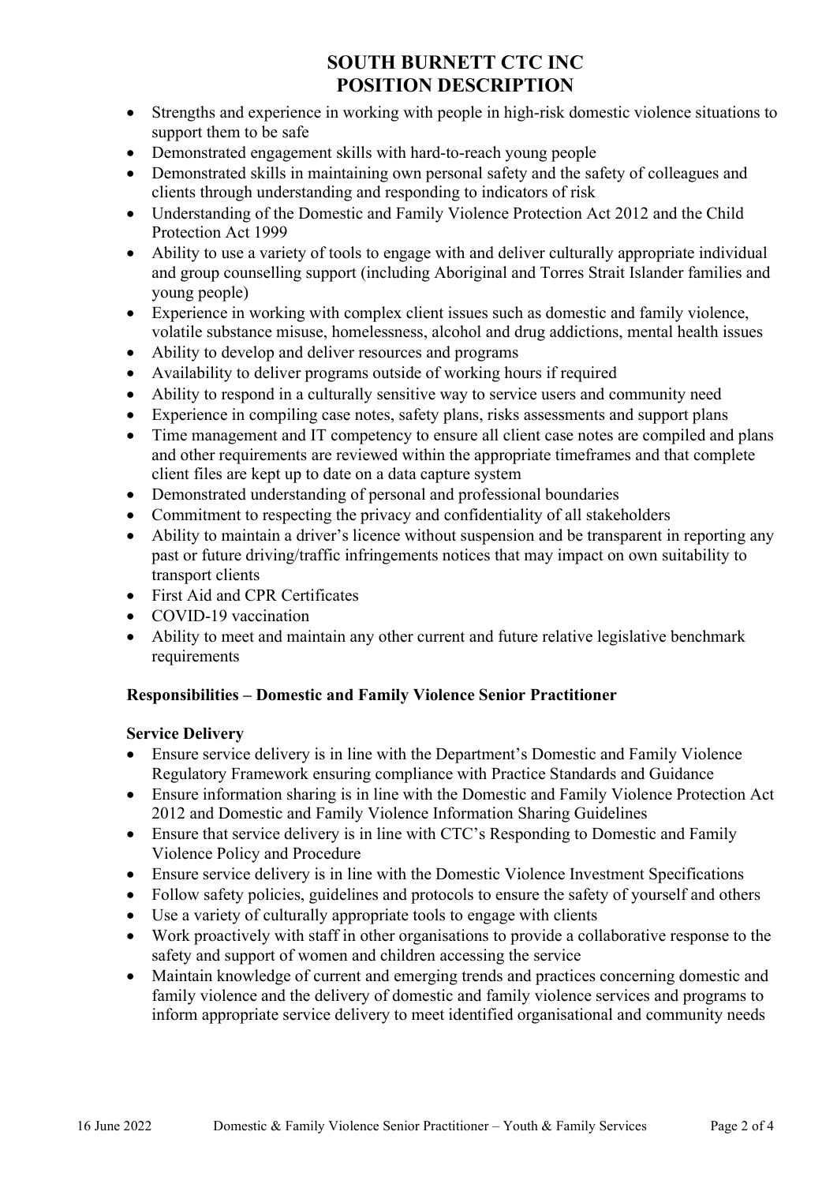- Strengths and experience in working with people in high-risk domestic violence situations to support them to be safe
- Demonstrated engagement skills with hard-to-reach young people
- Demonstrated skills in maintaining own personal safety and the safety of colleagues and clients through understanding and responding to indicators of risk
- Understanding of the Domestic and Family Violence Protection Act 2012 and the Child Protection Act 1999
- Ability to use a variety of tools to engage with and deliver culturally appropriate individual and group counselling support (including Aboriginal and Torres Strait Islander families and young people)
- Experience in working with complex client issues such as domestic and family violence, volatile substance misuse, homelessness, alcohol and drug addictions, mental health issues
- Ability to develop and deliver resources and programs
- Availability to deliver programs outside of working hours if required
- Ability to respond in a culturally sensitive way to service users and community need
- Experience in compiling case notes, safety plans, risks assessments and support plans
- Time management and IT competency to ensure all client case notes are compiled and plans and other requirements are reviewed within the appropriate timeframes and that complete client files are kept up to date on a data capture system
- Demonstrated understanding of personal and professional boundaries
- Commitment to respecting the privacy and confidentiality of all stakeholders
- Ability to maintain a driver's licence without suspension and be transparent in reporting any past or future driving/traffic infringements notices that may impact on own suitability to transport clients
- First Aid and CPR Certificates
- COVID-19 vaccination
- Ability to meet and maintain any other current and future relative legislative benchmark requirements

### Responsibilities – Domestic and Family Violence Senior Practitioner

#### Service Delivery

- Ensure service delivery is in line with the Department's Domestic and Family Violence Regulatory Framework ensuring compliance with Practice Standards and Guidance
- Ensure information sharing is in line with the Domestic and Family Violence Protection Act 2012 and Domestic and Family Violence Information Sharing Guidelines
- Ensure that service delivery is in line with CTC's Responding to Domestic and Family Violence Policy and Procedure
- Ensure service delivery is in line with the Domestic Violence Investment Specifications
- Follow safety policies, guidelines and protocols to ensure the safety of yourself and others
- Use a variety of culturally appropriate tools to engage with clients
- Work proactively with staff in other organisations to provide a collaborative response to the safety and support of women and children accessing the service
- Maintain knowledge of current and emerging trends and practices concerning domestic and family violence and the delivery of domestic and family violence services and programs to inform appropriate service delivery to meet identified organisational and community needs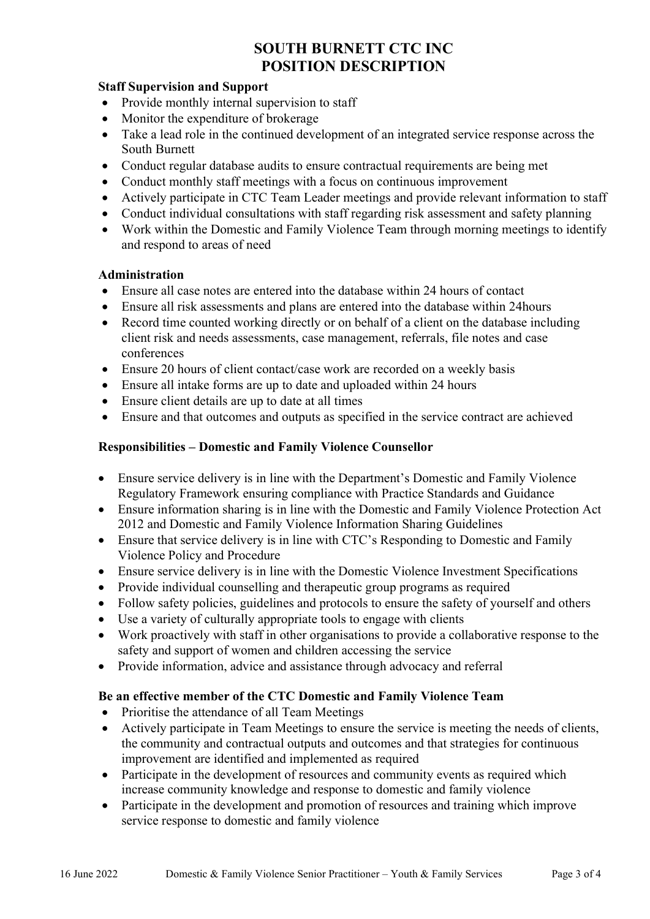**Staff Supervision and Support**

- Provide monthly internal supervision to staff
- Monitor the expenditure of brokerage
- Take a lead role in the continued development of an integrated service response across the South Burnett
- Conduct regular database audits to ensure contractual requirements are being met
- Conduct monthly staff meetings with a focus on continuous improvement
- Actively participate in CTC Team Leader meetings and provide relevant information to staff
- Conduct individual consultations with staff regarding risk assessment and safety planning
- Work within the Domestic and Family Violence Team through morning meetings to identify and respond to areas of need

**Administration**

- Ensure all case notes are entered into the database within 24 hours of contact
- Ensure all risk assessments and plans are entered into the database within 24hours
- Record time counted working directly or on behalf of a client on the database including client risk and needs assessments, case management, referrals, file notes and case conferences
- Ensure 20 hours of client contact/case work are recorded on a weekly basis
- Ensure all intake forms are up to date and uploaded within 24 hours
- Ensure client details are up to date at all times
- Ensure and that outcomes and outputs as specified in the service contract are achieved

**Responsibilities – Domestic and Family Violence Counsellor**

- Ensure service delivery is in line with the Department's Domestic and Family Violence Regulatory Framework ensuring compliance with Practice Standards and Guidance
- Ensure information sharing is in line with the Domestic and Family Violence Protection Act 2012 and Domestic and Family Violence Information Sharing Guidelines
- Ensure that service delivery is in line with CTC's Responding to Domestic and Family Violence Policy and Procedure
- Ensure service delivery is in line with the Domestic Violence Investment Specifications
- Provide individual counselling and therapeutic group programs as required
- Follow safety policies, guidelines and protocols to ensure the safety of yourself and others
- Use a variety of culturally appropriate tools to engage with clients
- Work proactively with staff in other organisations to provide a collaborative response to the safety and support of women and children accessing the service
- Provide information, advice and assistance through advocacy and referral

**Be an effective member of the CTC Domestic and Family Violence Team**

- Prioritise the attendance of all Team Meetings
- Actively participate in Team Meetings to ensure the service is meeting the needs of clients, the community and contractual outputs and outcomes and that strategies for continuous improvement are identified and implemented as required
- Participate in the development of resources and community events as required which increase community knowledge and response to domestic and family violence
- Participate in the development and promotion of resources and training which improve service response to domestic and family violence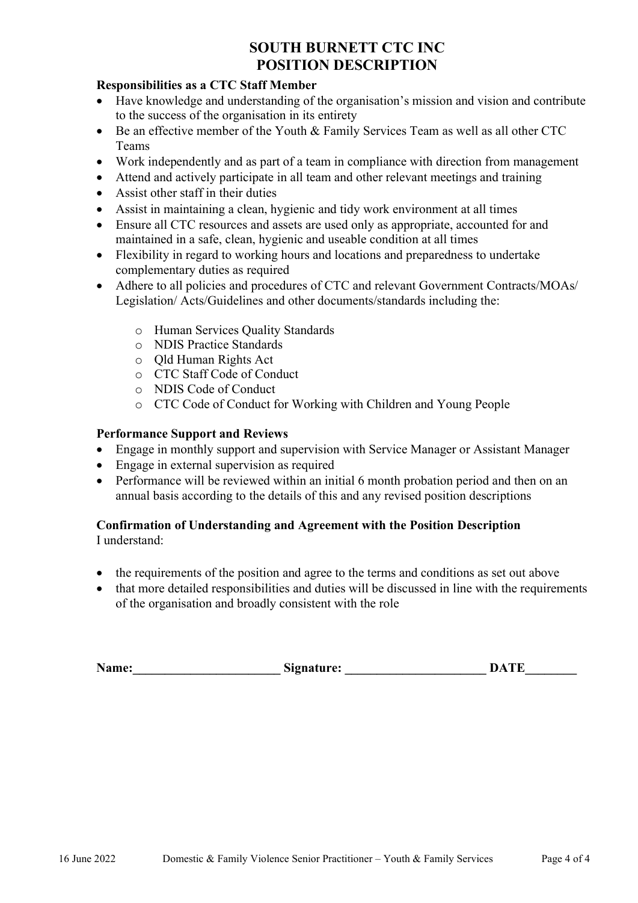# SOUTH BURNETT CTC INC
# POSITION DESCRIPTION

**Responsibilities as a CTC Staff Member**

- Have knowledge and understanding of the organisation's mission and vision and contribute to the success of the organisation in its entirety
- Be an effective member of the Youth & Family Services Team as well as all other CTC Teams
- Work independently and as part of a team in compliance with direction from management
- Attend and actively participate in all team and other relevant meetings and training
- Assist other staff in their duties
- Assist in maintaining a clean, hygienic and tidy work environment at all times
- Ensure all CTC resources and assets are used only as appropriate, accounted for and maintained in a safe, clean, hygienic and useable condition at all times
- Flexibility in regard to working hours and locations and preparedness to undertake complementary duties as required
- Adhere to all policies and procedures of CTC and relevant Government Contracts/MOAs/ Legislation/ Acts/Guidelines and other documents/standards including the:
    - Human Services Quality Standards
    - NDIS Practice Standards
    - Qld Human Rights Act
    - CTC Staff Code of Conduct
    - NDIS Code of Conduct
    - CTC Code of Conduct for Working with Children and Young People

**Performance Support and Reviews**

- Engage in monthly support and supervision with Service Manager or Assistant Manager
- Engage in external supervision as required
- Performance will be reviewed within an initial 6 month probation period and then on an annual basis according to the details of this and any revised position descriptions

**Confirmation of Understanding and Agreement with the Position Description**
I understand:

- the requirements of the position and agree to the terms and conditions as set out above
- that more detailed responsibilities and duties will be discussed in line with the requirements of the organisation and broadly consistent with the role

**Name:**_______________________ **Signature:** ______________________ **DATE**________